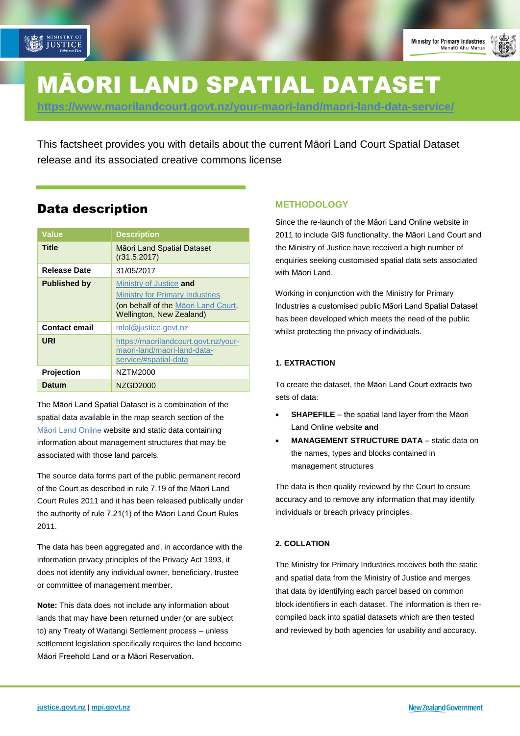# MĀORI LAND SPATIAL DATASET

https://www.maorilandcourt.govt.nz/your-maori-land/maori-land-data-service/

This factsheet provides you with details about the current Māori Land Court Spatial Dataset release and its associated creative commons license

## Data description

| Value | Description |
|---|---|
| **Title** | Māori Land Spatial Dataset (r31.5.2017) |
| **Release Date** | 31/05/2017 |
| **Published by** | Ministry of Justice **and** Ministry for Primary Industries (on behalf of the Māori Land Court, Wellington, New Zealand) |
| **Contact email** | mlol@justice.govt.nz |
| **URI** | https://maorilandcourt.govt.nz/your-maori-land/maori-land-data-service/#spatial-data |
| **Projection** | NZTM2000 |
| **Datum** | NZGD2000 |

The Māori Land Spatial Dataset is a combination of the spatial data available in the map search section of the Māori Land Online website and static data containing information about management structures that may be associated with those land parcels.

The source data forms part of the public permanent record of the Court as described in rule 7.19 of the Māori Land Court Rules 2011 and it has been released publically under the authority of rule 7.21(1) of the Māori Land Court Rules 2011.

The data has been aggregated and, in accordance with the information privacy principles of the Privacy Act 1993, it does not identify any individual owner, beneficiary, trustee or committee of management member.

**Note:** This data does not include any information about lands that may have been returned under (or are subject to) any Treaty of Waitangi Settlement process – unless settlement legislation specifically requires the land become Māori Freehold Land or a Māori Reservation.

## METHODOLOGY

Since the re-launch of the Māori Land Online website in 2011 to include GIS functionality, the Māori Land Court and the Ministry of Justice have received a high number of enquiries seeking customised spatial data sets associated with Māori Land.

Working in conjunction with the Ministry for Primary Industries a customised public Māori Land Spatial Dataset has been developed which meets the need of the public whilst protecting the privacy of individuals.

### 1. EXTRACTION

To create the dataset, the Māori Land Court extracts two sets of data:

- **SHAPEFILE** – the spatial land layer from the Māori Land Online website **and**
- **MANAGEMENT STRUCTURE DATA** – static data on the names, types and blocks contained in management structures

The data is then quality reviewed by the Court to ensure accuracy and to remove any information that may identify individuals or breach privacy principles.

### 2. COLLATION

The Ministry for Primary Industries receives both the static and spatial data from the Ministry of Justice and merges that data by identifying each parcel based on common block identifiers in each dataset. The information is then re-compiled back into spatial datasets which are then tested and reviewed by both agencies for usability and accuracy.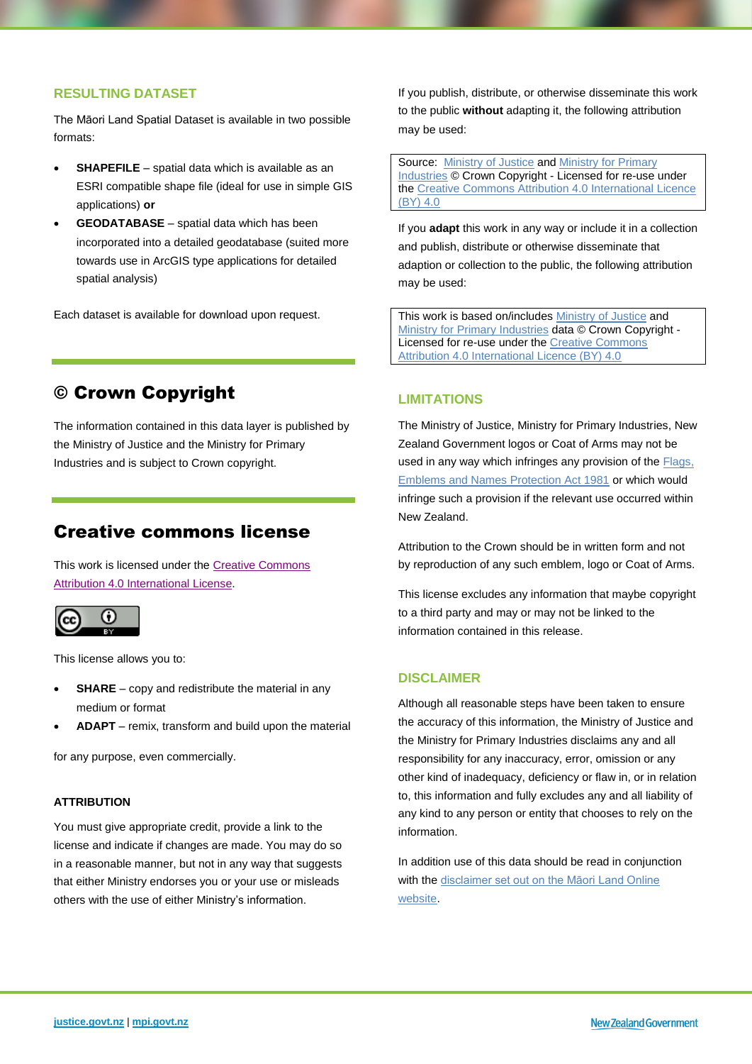## RESULTING DATASET

The Māori Land Spatial Dataset is available in two possible formats:

- **SHAPEFILE** – spatial data which is available as an ESRI compatible shape file (ideal for use in simple GIS applications) **or**
- **GEODATABASE** – spatial data which has been incorporated into a detailed geodatabase (suited more towards use in ArcGIS type applications for detailed spatial analysis)

Each dataset is available for download upon request.

# © Crown Copyright

The information contained in this data layer is published by the Ministry of Justice and the Ministry for Primary Industries and is subject to Crown copyright.

# Creative commons license

This work is licensed under the Creative Commons Attribution 4.0 International License.

This license allows you to:

- **SHARE** – copy and redistribute the material in any medium or format
- **ADAPT** – remix, transform and build upon the material

for any purpose, even commercially.

### ATTRIBUTION

You must give appropriate credit, provide a link to the license and indicate if changes are made. You may do so in a reasonable manner, but not in any way that suggests that either Ministry endorses you or your use or misleads others with the use of either Ministry's information.

If you publish, distribute, or otherwise disseminate this work to the public **without** adapting it, the following attribution may be used:

> Source: Ministry of Justice and Ministry for Primary Industries © Crown Copyright - Licensed for re-use under the Creative Commons Attribution 4.0 International Licence (BY) 4.0

If you **adapt** this work in any way or include it in a collection and publish, distribute or otherwise disseminate that adaption or collection to the public, the following attribution may be used:

> This work is based on/includes Ministry of Justice and Ministry for Primary Industries data © Crown Copyright - Licensed for re-use under the Creative Commons Attribution 4.0 International Licence (BY) 4.0

## LIMITATIONS

The Ministry of Justice, Ministry for Primary Industries, New Zealand Government logos or Coat of Arms may not be used in any way which infringes any provision of the Flags, Emblems and Names Protection Act 1981 or which would infringe such a provision if the relevant use occurred within New Zealand.

Attribution to the Crown should be in written form and not by reproduction of any such emblem, logo or Coat of Arms.

This license excludes any information that maybe copyright to a third party and may or may not be linked to the information contained in this release.

## DISCLAIMER

Although all reasonable steps have been taken to ensure the accuracy of this information, the Ministry of Justice and the Ministry for Primary Industries disclaims any and all responsibility for any inaccuracy, error, omission or any other kind of inadequacy, deficiency or flaw in, or in relation to, this information and fully excludes any and all liability of any kind to any person or entity that chooses to rely on the information.

In addition use of this data should be read in conjunction with the disclaimer set out on the Māori Land Online website.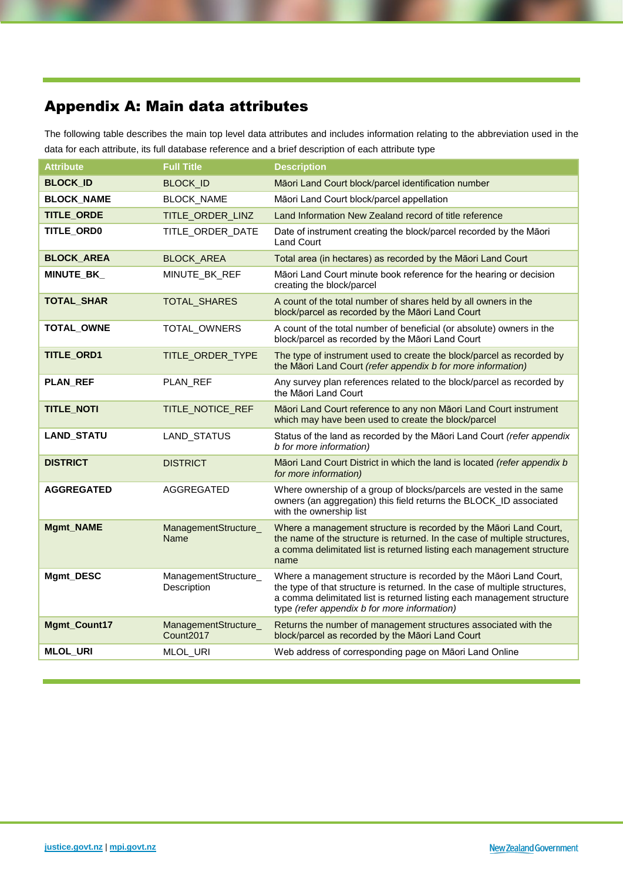# Appendix A: Main data attributes

The following table describes the main top level data attributes and includes information relating to the abbreviation used in the data for each attribute, its full database reference and a brief description of each attribute type

| Attribute | Full Title | Description |
|---|---|---|
| **BLOCK_ID** | BLOCK_ID | Māori Land Court block/parcel identification number |
| **BLOCK_NAME** | BLOCK_NAME | Māori Land Court block/parcel appellation |
| **TITLE_ORDE** | TITLE_ORDER_LINZ | Land Information New Zealand record of title reference |
| **TITLE_ORD0** | TITLE_ORDER_DATE | Date of instrument creating the block/parcel recorded by the Māori Land Court |
| **BLOCK_AREA** | BLOCK_AREA | Total area (in hectares) as recorded by the Māori Land Court |
| **MINUTE_BK_** | MINUTE_BK_REF | Māori Land Court minute book reference for the hearing or decision creating the block/parcel |
| **TOTAL_SHAR** | TOTAL_SHARES | A count of the total number of shares held by all owners in the block/parcel as recorded by the Māori Land Court |
| **TOTAL_OWNE** | TOTAL_OWNERS | A count of the total number of beneficial (or absolute) owners in the block/parcel as recorded by the Māori Land Court |
| **TITLE_ORD1** | TITLE_ORDER_TYPE | The type of instrument used to create the block/parcel as recorded by the Māori Land Court *(refer appendix b for more information)* |
| **PLAN_REF** | PLAN_REF | Any survey plan references related to the block/parcel as recorded by the Māori Land Court |
| **TITLE_NOTI** | TITLE_NOTICE_REF | Māori Land Court reference to any non Māori Land Court instrument which may have been used to create the block/parcel |
| **LAND_STATU** | LAND_STATUS | Status of the land as recorded by the Māori Land Court *(refer appendix b for more information)* |
| **DISTRICT** | DISTRICT | Māori Land Court District in which the land is located *(refer appendix b for more information)* |
| **AGGREGATED** | AGGREGATED | Where ownership of a group of blocks/parcels are vested in the same owners (an aggregation) this field returns the BLOCK_ID associated with the ownership list |
| **Mgmt_NAME** | ManagementStructure_Name | Where a management structure is recorded by the Māori Land Court, the name of the structure is returned. In the case of multiple structures, a comma delimitated list is returned listing each management structure name |
| **Mgmt_DESC** | ManagementStructure_Description | Where a management structure is recorded by the Māori Land Court, the type of that structure is returned. In the case of multiple structures, a comma delimitated list is returned listing each management structure type *(refer appendix b for more information)* |
| **Mgmt_Count17** | ManagementStructure_Count2017 | Returns the number of management structures associated with the block/parcel as recorded by the Māori Land Court |
| **MLOL_URI** | MLOL_URI | Web address of corresponding page on Māori Land Online |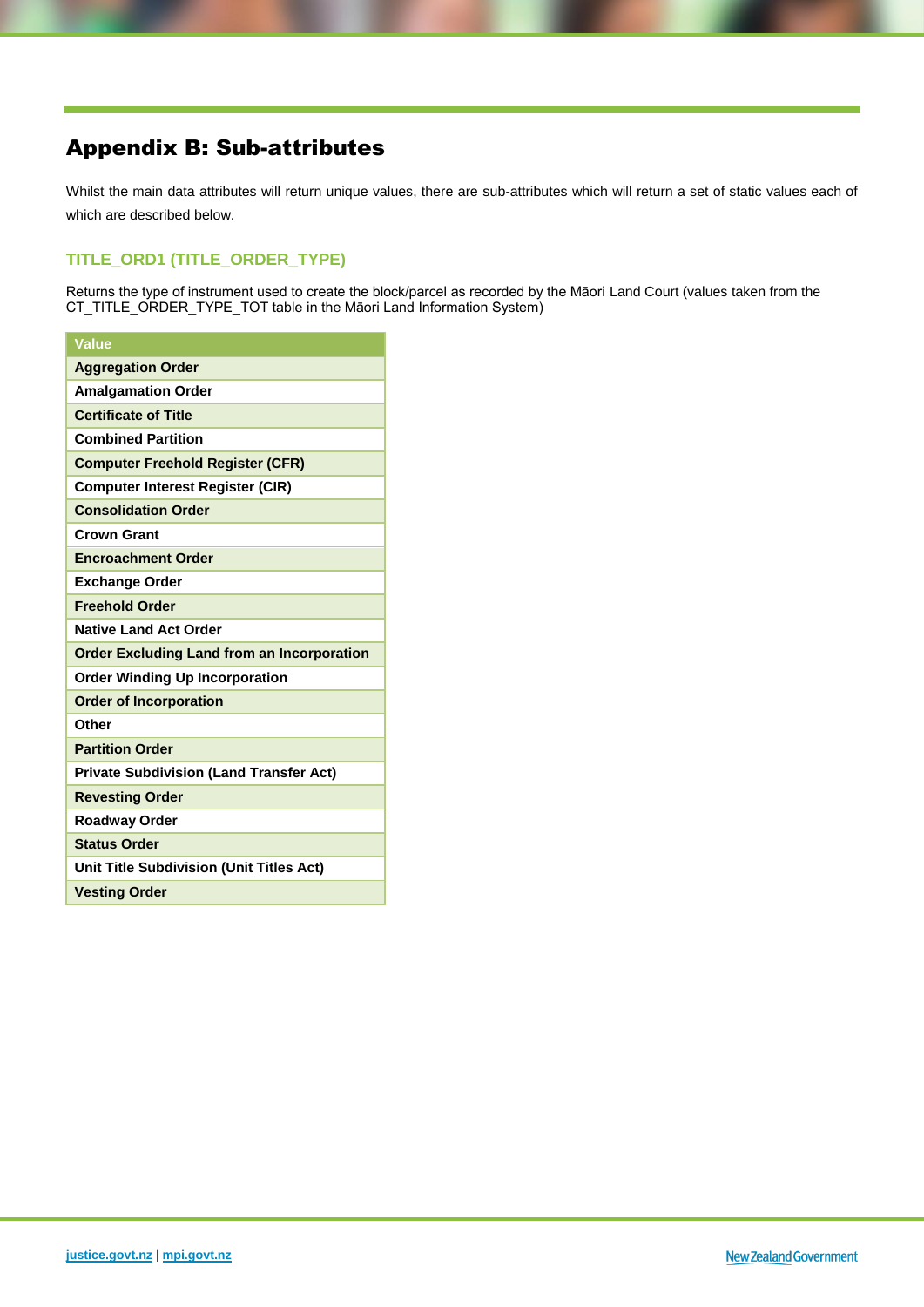# Appendix B: Sub-attributes

Whilst the main data attributes will return unique values, there are sub-attributes which will return a set of static values each of which are described below.

## TITLE_ORD1 (TITLE_ORDER_TYPE)

Returns the type of instrument used to create the block/parcel as recorded by the Māori Land Court (values taken from the CT_TITLE_ORDER_TYPE_TOT table in the Māori Land Information System)

| Value |
|---|
| Aggregation Order |
| Amalgamation Order |
| Certificate of Title |
| Combined Partition |
| Computer Freehold Register (CFR) |
| Computer Interest Register (CIR) |
| Consolidation Order |
| Crown Grant |
| Encroachment Order |
| Exchange Order |
| Freehold Order |
| Native Land Act Order |
| Order Excluding Land from an Incorporation |
| Order Winding Up Incorporation |
| Order of Incorporation |
| Other |
| Partition Order |
| Private Subdivision (Land Transfer Act) |
| Revesting Order |
| Roadway Order |
| Status Order |
| Unit Title Subdivision (Unit Titles Act) |
| Vesting Order |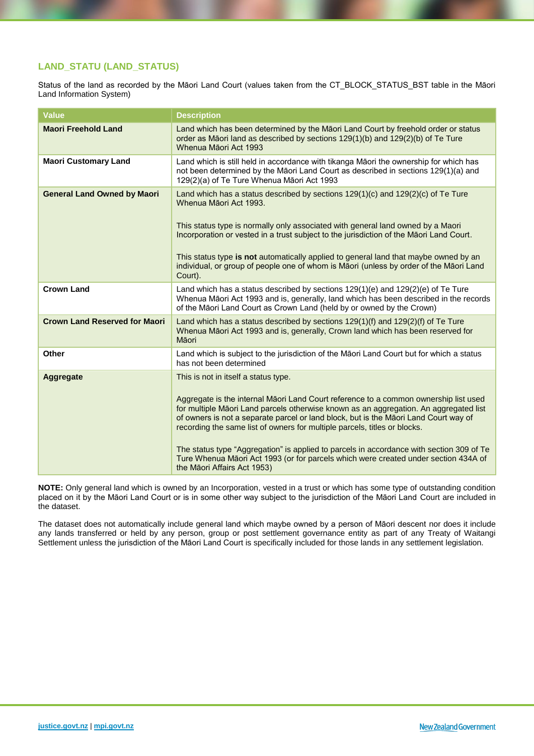## LAND_STATU (LAND_STATUS)

Status of the land as recorded by the Māori Land Court (values taken from the CT_BLOCK_STATUS_BST table in the Māori Land Information System)

| Value | Description |
|---|---|
| **Maori Freehold Land** | Land which has been determined by the Māori Land Court by freehold order or status order as Māori land as described by sections 129(1)(b) and 129(2)(b) of Te Ture Whenua Māori Act 1993 |
| **Maori Customary Land** | Land which is still held in accordance with tikanga Māori the ownership for which has not been determined by the Māori Land Court as described in sections 129(1)(a) and 129(2)(a) of Te Ture Whenua Māori Act 1993 |
| **General Land Owned by Maori** | Land which has a status described by sections 129(1)(c) and 129(2)(c) of Te Ture Whenua Māori Act 1993.<br><br>This status type is normally only associated with general land owned by a Maori Incorporation or vested in a trust subject to the jurisdiction of the Māori Land Court.<br><br>This status type **is not** automatically applied to general land that maybe owned by an individual, or group of people one of whom is Māori (unless by order of the Māori Land Court). |
| **Crown Land** | Land which has a status described by sections 129(1)(e) and 129(2)(e) of Te Ture Whenua Māori Act 1993 and is, generally, land which has been described in the records of the Māori Land Court as Crown Land (held by or owned by the Crown) |
| **Crown Land Reserved for Maori** | Land which has a status described by sections 129(1)(f) and 129(2)(f) of Te Ture Whenua Māori Act 1993 and is, generally, Crown land which has been reserved for Māori |
| **Other** | Land which is subject to the jurisdiction of the Māori Land Court but for which a status has not been determined |
| **Aggregate** | This is not in itself a status type.<br><br>Aggregate is the internal Māori Land Court reference to a common ownership list used for multiple Māori Land parcels otherwise known as an aggregation. An aggregated list of owners is not a separate parcel or land block, but is the Māori Land Court way of recording the same list of owners for multiple parcels, titles or blocks.<br><br>The status type "Aggregation" is applied to parcels in accordance with section 309 of Te Ture Whenua Māori Act 1993 (or for parcels which were created under section 434A of the Māori Affairs Act 1953) |

**NOTE:** Only general land which is owned by an Incorporation, vested in a trust or which has some type of outstanding condition placed on it by the Māori Land Court or is in some other way subject to the jurisdiction of the Māori Land Court are included in the dataset.

The dataset does not automatically include general land which maybe owned by a person of Māori descent nor does it include any lands transferred or held by any person, group or post settlement governance entity as part of any Treaty of Waitangi Settlement unless the jurisdiction of the Māori Land Court is specifically included for those lands in any settlement legislation.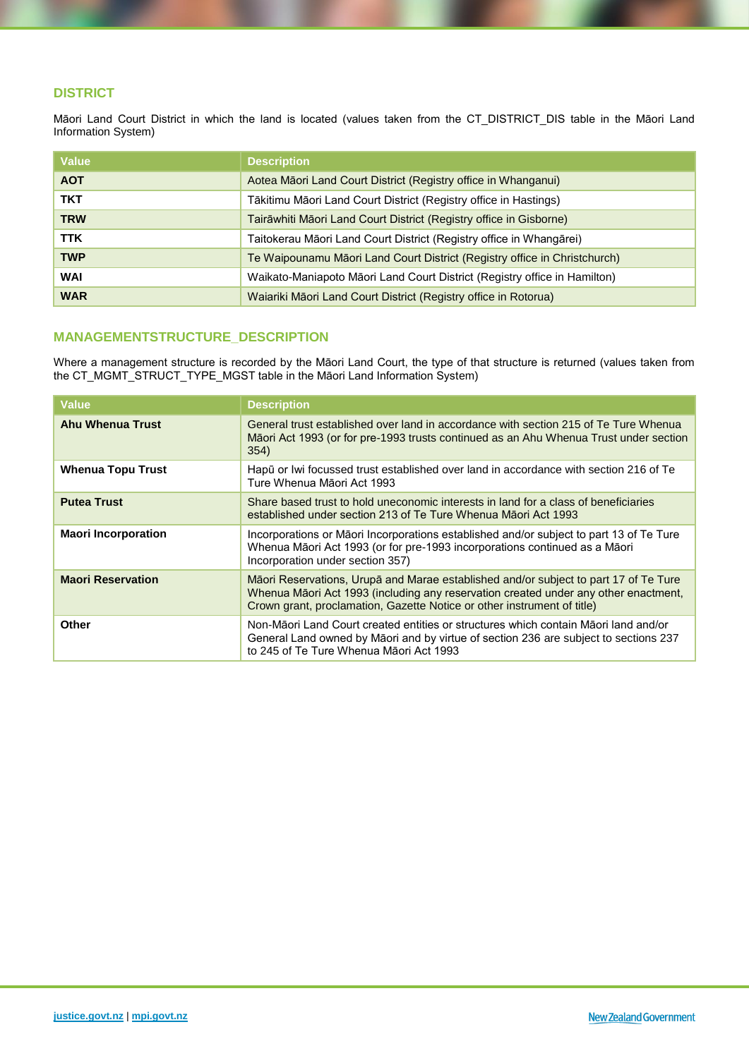## DISTRICT

Māori Land Court District in which the land is located (values taken from the CT_DISTRICT_DIS table in the Māori Land Information System)

| Value | Description |
|---|---|
| **AOT** | Aotea Māori Land Court District (Registry office in Whanganui) |
| **TKT** | Tākitimu Māori Land Court District (Registry office in Hastings) |
| **TRW** | Tairāwhiti Māori Land Court District (Registry office in Gisborne) |
| **TTK** | Taitokerau Māori Land Court District (Registry office in Whangārei) |
| **TWP** | Te Waipounamu Māori Land Court District (Registry office in Christchurch) |
| **WAI** | Waikato-Maniapoto Māori Land Court District (Registry office in Hamilton) |
| **WAR** | Waiariki Māori Land Court District (Registry office in Rotorua) |

## MANAGEMENTSTRUCTURE_DESCRIPTION

Where a management structure is recorded by the Māori Land Court, the type of that structure is returned (values taken from the CT_MGMT_STRUCT_TYPE_MGST table in the Māori Land Information System)

| Value | Description |
|---|---|
| **Ahu Whenua Trust** | General trust established over land in accordance with section 215 of Te Ture Whenua Māori Act 1993 (or for pre-1993 trusts continued as an Ahu Whenua Trust under section 354) |
| **Whenua Topu Trust** | Hapū or Iwi focussed trust established over land in accordance with section 216 of Te Ture Whenua Māori Act 1993 |
| **Putea Trust** | Share based trust to hold uneconomic interests in land for a class of beneficiaries established under section 213 of Te Ture Whenua Māori Act 1993 |
| **Maori Incorporation** | Incorporations or Māori Incorporations established and/or subject to part 13 of Te Ture Whenua Māori Act 1993 (or for pre-1993 incorporations continued as a Māori Incorporation under section 357) |
| **Maori Reservation** | Māori Reservations, Urupā and Marae established and/or subject to part 17 of Te Ture Whenua Māori Act 1993 (including any reservation created under any other enactment, Crown grant, proclamation, Gazette Notice or other instrument of title) |
| **Other** | Non-Māori Land Court created entities or structures which contain Māori land and/or General Land owned by Māori and by virtue of section 236 are subject to sections 237 to 245 of Te Ture Whenua Māori Act 1993 |